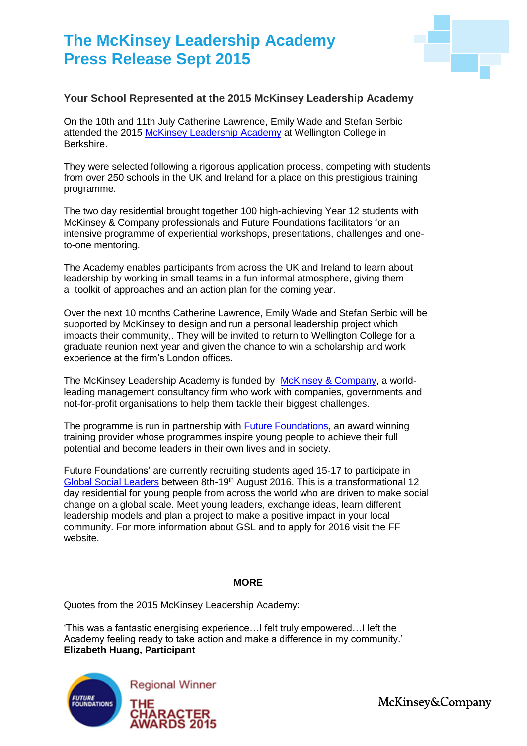# The McKinsey Leadership Academy
# Press Release Sept 2015

### Your School Represented at the 2015 McKinsey Leadership Academy

On the 10th and 11th July Catherine Lawrence, Emily Wade and Stefan Serbic attended the 2015 McKinsey Leadership Academy at Wellington College in Berkshire.

They were selected following a rigorous application process, competing with students from over 250 schools in the UK and Ireland for a place on this prestigious training programme.

The two day residential brought together 100 high-achieving Year 12 students with McKinsey & Company professionals and Future Foundations facilitators for an intensive programme of experiential workshops, presentations, challenges and one-to-one mentoring.

The Academy enables participants from across the UK and Ireland to learn about leadership by working in small teams in a fun informal atmosphere, giving them a toolkit of approaches and an action plan for the coming year.

Over the next 10 months Catherine Lawrence, Emily Wade and Stefan Serbic will be supported by McKinsey to design and run a personal leadership project which impacts their community,. They will be invited to return to Wellington College for a graduate reunion next year and given the chance to win a scholarship and work experience at the firm's London offices.

The McKinsey Leadership Academy is funded by McKinsey & Company, a world-leading management consultancy firm who work with companies, governments and not-for-profit organisations to help them tackle their biggest challenges.

The programme is run in partnership with Future Foundations, an award winning training provider whose programmes inspire young people to achieve their full potential and become leaders in their own lives and in society.

Future Foundations' are currently recruiting students aged 15-17 to participate in Global Social Leaders between 8th-19th August 2016. This is a transformational 12 day residential for young people from across the world who are driven to make social change on a global scale. Meet young leaders, exchange ideas, learn different leadership models and plan a project to make a positive impact in your local community. For more information about GSL and to apply for 2016 visit the FF website.

**MORE**

Quotes from the 2015 McKinsey Leadership Academy:

'This was a fantastic energising experience…I felt truly empowered…I left the Academy feeling ready to take action and make a difference in my community.'
**Elizabeth Huang, Participant**

Future Foundations — Regional Winner — The Character Awards 2015

McKinsey&Company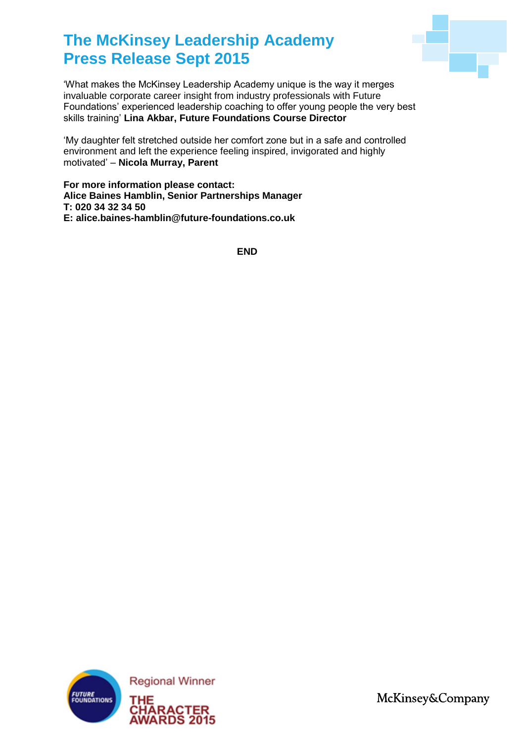# The McKinsey Leadership Academy Press Release Sept 2015

'What makes the McKinsey Leadership Academy unique is the way it merges invaluable corporate career insight from industry professionals with Future Foundations' experienced leadership coaching to offer young people the very best skills training' **Lina Akbar, Future Foundations Course Director**

'My daughter felt stretched outside her comfort zone but in a safe and controlled environment and left the experience feeling inspired, invigorated and highly motivated' – **Nicola Murray, Parent**

**For more information please contact:**
**Alice Baines Hamblin, Senior Partnerships Manager**
**T: 020 34 32 34 50**
**E: alice.baines-hamblin@future-foundations.co.uk**

**END**

FUTURE FOUNDATIONS

Regional Winner
THE CHARACTER AWARDS 2015

McKinsey&Company